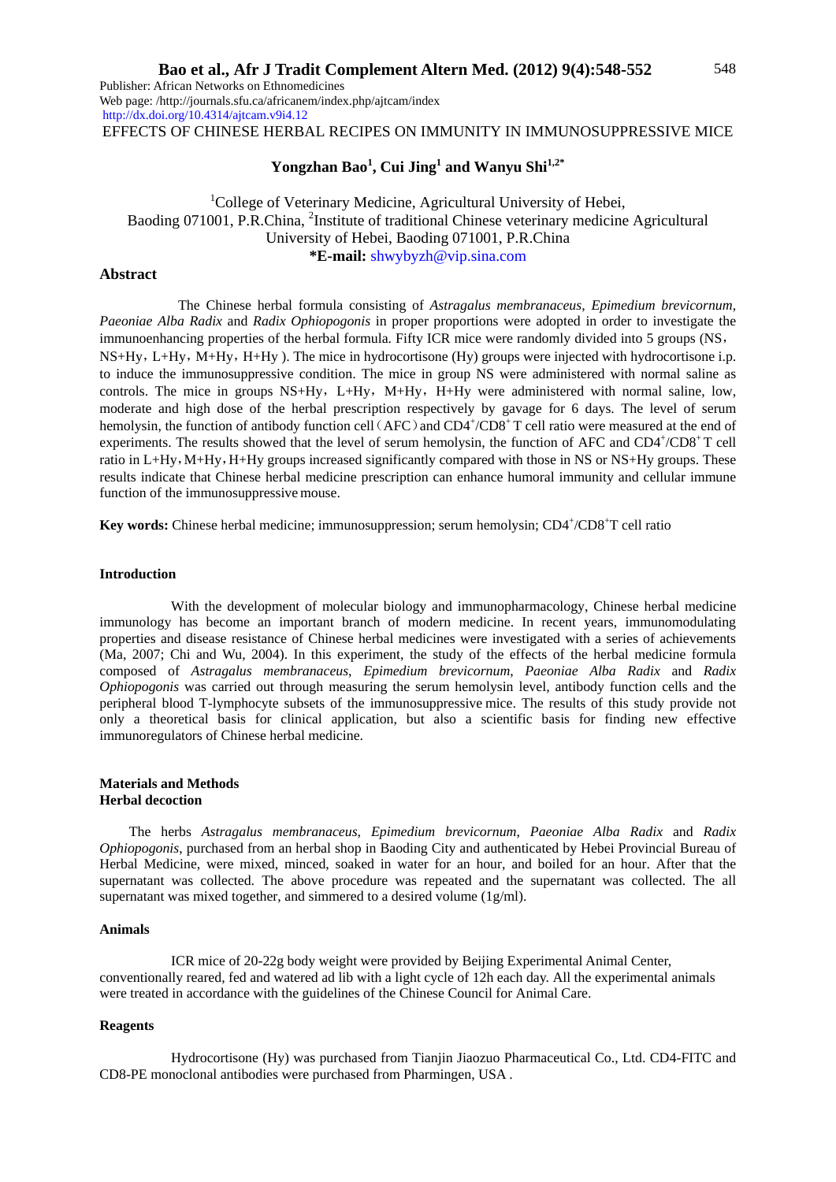Publisher: African Networks on Ethnomedicines
Web page: /http://journals.sfu.ca/africanem/index.php/ajtcam/index
http://dx.doi.org/10.4314/ajtcam.v9i4.12

# EFFECTS OF CHINESE HERBAL RECIPES ON IMMUNITY IN IMMUNOSUPPRESSIVE MICE

**Yongzhan Bao[1], Cui Jing[1] and Wanyu Shi[1,2*]**

[1]College of Veterinary Medicine, Agricultural University of Hebei, Baoding 071001, P.R.China, [2]Institute of traditional Chinese veterinary medicine Agricultural University of Hebei, Baoding 071001, P.R.China
**\*E-mail:** shwybyzh@vip.sina.com

## Abstract

The Chinese herbal formula consisting of *Astragalus membranaceus*, *Epimedium brevicornum*, *Paeoniae Alba Radix* and *Radix Ophiopogonis* in proper proportions were adopted in order to investigate the immunoenhancing properties of the herbal formula. Fifty ICR mice were randomly divided into 5 groups (NS，NS+Hy，L+Hy，M+Hy，H+Hy ). The mice in hydrocortisone (Hy) groups were injected with hydrocortisone i.p. to induce the immunosuppressive condition. The mice in group NS were administered with normal saline as controls. The mice in groups NS+Hy，L+Hy，M+Hy，H+Hy were administered with normal saline, low, moderate and high dose of the herbal prescription respectively by gavage for 6 days. The level of serum hemolysin, the function of antibody function cell（AFC）and $CD4^+/CD8^+$ T cell ratio were measured at the end of experiments. The results showed that the level of serum hemolysin, the function of AFC and $CD4^+/CD8^+$ T cell ratio in L+Hy，M+Hy，H+Hy groups increased significantly compared with those in NS or NS+Hy groups. These results indicate that Chinese herbal medicine prescription can enhance humoral immunity and cellular immune function of the immunosuppressive mouse.

**Key words:** Chinese herbal medicine; immunosuppression; serum hemolysin; $CD4^+/CD8^+$T cell ratio

## Introduction

With the development of molecular biology and immunopharmacology, Chinese herbal medicine immunology has become an important branch of modern medicine. In recent years, immunomodulating properties and disease resistance of Chinese herbal medicines were investigated with a series of achievements (Ma, 2007; Chi and Wu, 2004). In this experiment, the study of the effects of the herbal medicine formula composed of *Astragalus membranaceus*, *Epimedium brevicornum*, *Paeoniae Alba Radix* and *Radix Ophiopogonis* was carried out through measuring the serum hemolysin level, antibody function cells and the peripheral blood T-lymphocyte subsets of the immunosuppressive mice. The results of this study provide not only a theoretical basis for clinical application, but also a scientific basis for finding new effective immunoregulators of Chinese herbal medicine.

## Materials and Methods

### Herbal decoction

The herbs *Astragalus membranaceus*, *Epimedium brevicornum*, *Paeoniae Alba Radix* and *Radix Ophiopogonis*, purchased from an herbal shop in Baoding City and authenticated by Hebei Provincial Bureau of Herbal Medicine, were mixed, minced, soaked in water for an hour, and boiled for an hour. After that the supernatant was collected. The above procedure was repeated and the supernatant was collected. The all supernatant was mixed together, and simmered to a desired volume (1g/ml).

### Animals

ICR mice of 20-22g body weight were provided by Beijing Experimental Animal Center, conventionally reared, fed and watered ad lib with a light cycle of 12h each day. All the experimental animals were treated in accordance with the guidelines of the Chinese Council for Animal Care.

### Reagents

Hydrocortisone (Hy) was purchased from Tianjin Jiaozuo Pharmaceutical Co., Ltd. CD4-FITC and CD8-PE monoclonal antibodies were purchased from Pharmingen, USA .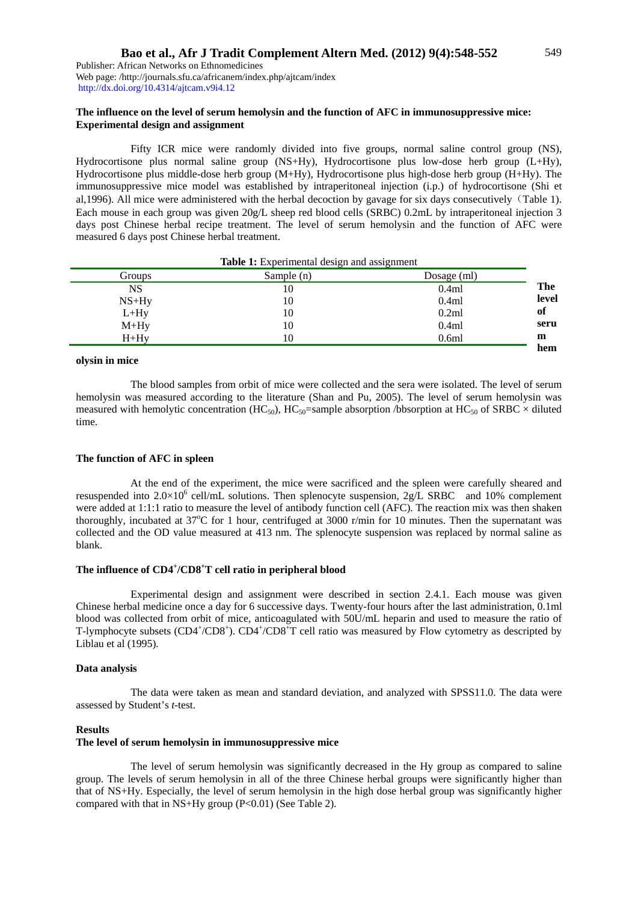### The influence on the level of serum hemolysin and the function of AFC in immunosuppressive mice: Experimental design and assignment

Fifty ICR mice were randomly divided into five groups, normal saline control group (NS), Hydrocortisone plus normal saline group (NS+Hy), Hydrocortisone plus low-dose herb group (L+Hy), Hydrocortisone plus middle-dose herb group (M+Hy), Hydrocortisone plus high-dose herb group (H+Hy). The immunosuppressive mice model was established by intraperitoneal injection (i.p.) of hydrocortisone (Shi et al,1996). All mice were administered with the herbal decoction by gavage for six days consecutively（Table 1). Each mouse in each group was given 20g/L sheep red blood cells (SRBC) 0.2mL by intraperitoneal injection 3 days post Chinese herbal recipe treatment. The level of serum hemolysin and the function of AFC were measured 6 days post Chinese herbal treatment.

**Table 1:** Experimental design and assignment

| Groups | Sample (n) | Dosage (ml) |
|---|---|---|
| NS | 10 | 0.4ml |
| NS+Hy | 10 | 0.4ml |
| L+Hy | 10 | 0.2ml |
| M+Hy | 10 | 0.4ml |
| H+Hy | 10 | 0.6ml |

### The level of serum hemolysin in mice

The blood samples from orbit of mice were collected and the sera were isolated. The level of serum hemolysin was measured according to the literature (Shan and Pu, 2005). The level of serum hemolysin was measured with hemolytic concentration ($HC_{50}$), $HC_{50}$=sample absorption /bbsorption at $HC_{50}$ of SRBC × diluted time.

### The function of AFC in spleen

At the end of the experiment, the mice were sacrificed and the spleen were carefully sheared and resuspended into $2.0 \times 10^6$ cell/mL solutions. Then splenocyte suspension, 2g/L SRBC and 10% complement were added at 1:1:1 ratio to measure the level of antibody function cell (AFC). The reaction mix was then shaken thoroughly, incubated at 37°C for 1 hour, centrifuged at 3000 r/min for 10 minutes. Then the supernatant was collected and the OD value measured at 413 nm. The splenocyte suspension was replaced by normal saline as blank.

### The influence of $CD4^+/CD8^+$T cell ratio in peripheral blood

Experimental design and assignment were described in section 2.4.1. Each mouse was given Chinese herbal medicine once a day for 6 successive days. Twenty-four hours after the last administration, 0.1ml blood was collected from orbit of mice, anticoagulated with 50U/mL heparin and used to measure the ratio of T-lymphocyte subsets ($CD4^+/CD8^+$). $CD4^+/CD8^+$T cell ratio was measured by Flow cytometry as descripted by Liblau et al (1995).

### Data analysis

The data were taken as mean and standard deviation, and analyzed with SPSS11.0. The data were assessed by Student's *t*-test.

## Results

### The level of serum hemolysin in immunosuppressive mice

The level of serum hemolysin was significantly decreased in the Hy group as compared to saline group. The levels of serum hemolysin in all of the three Chinese herbal groups were significantly higher than that of NS+Hy. Especially, the level of serum hemolysin in the high dose herbal group was significantly higher compared with that in NS+Hy group ($P<0.01$) (See Table 2).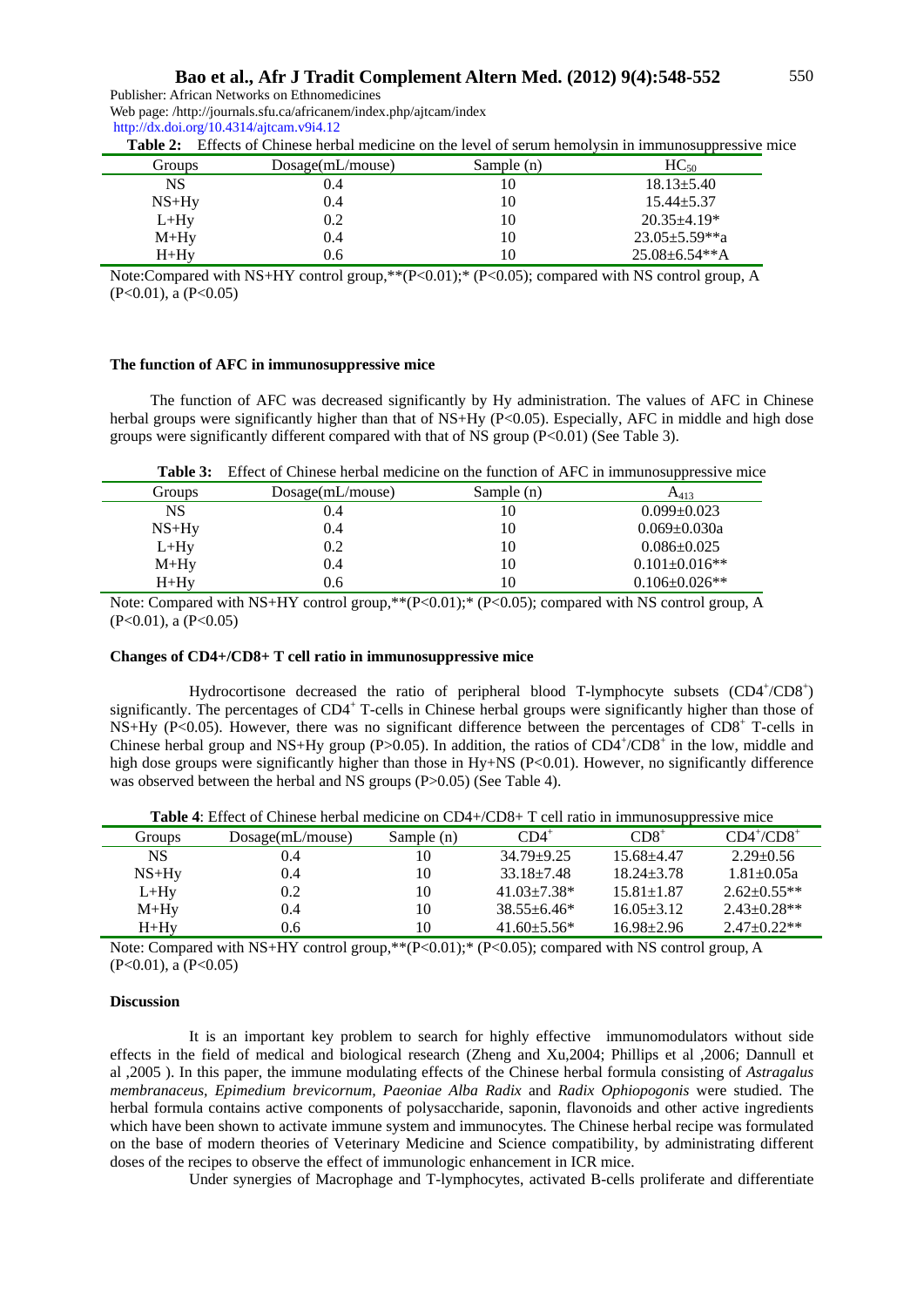**Table 2:** Effects of Chinese herbal medicine on the level of serum hemolysin in immunosuppressive mice

| Groups | Dosage(mL/mouse) | Sample (n) | $HC_{50}$ |
|---|---|---|---|
| NS | 0.4 | 10 | 18.13±5.40 |
| NS+Hy | 0.4 | 10 | 15.44±5.37 |
| L+Hy | 0.2 | 10 | 20.35±4.19* |
| M+Hy | 0.4 | 10 | 23.05±5.59**a |
| H+Hy | 0.6 | 10 | 25.08±6.54**A |

Note:Compared with NS+HY control group,**(P<0.01);* (P<0.05); compared with NS control group, A (P<0.01), a (P<0.05)

### The function of AFC in immunosuppressive mice

The function of AFC was decreased significantly by Hy administration. The values of AFC in Chinese herbal groups were significantly higher than that of NS+Hy (P<0.05). Especially, AFC in middle and high dose groups were significantly different compared with that of NS group (P<0.01) (See Table 3).

**Table 3:** Effect of Chinese herbal medicine on the function of AFC in immunosuppressive mice

| Groups | Dosage(mL/mouse) | Sample (n) | $A_{413}$ |
|---|---|---|---|
| NS | 0.4 | 10 | 0.099±0.023 |
| NS+Hy | 0.4 | 10 | 0.069±0.030a |
| L+Hy | 0.2 | 10 | 0.086±0.025 |
| M+Hy | 0.4 | 10 | 0.101±0.016** |
| H+Hy | 0.6 | 10 | 0.106±0.026** |

Note: Compared with NS+HY control group,**(P<0.01);* (P<0.05); compared with NS control group, A (P<0.01), a (P<0.05)

### Changes of CD4+/CD8+ T cell ratio in immunosuppressive mice

Hydrocortisone decreased the ratio of peripheral blood T-lymphocyte subsets ($CD4^+/CD8^+$) significantly. The percentages of $CD4^+$ T-cells in Chinese herbal groups were significantly higher than those of NS+Hy (P<0.05). However, there was no significant difference between the percentages of $CD8^+$ T-cells in Chinese herbal group and NS+Hy group (P>0.05). In addition, the ratios of $CD4^+/CD8^+$ in the low, middle and high dose groups were significantly higher than those in Hy+NS (P<0.01). However, no significantly difference was observed between the herbal and NS groups (P>0.05) (See Table 4).

**Table 4**: Effect of Chinese herbal medicine on CD4+/CD8+ T cell ratio in immunosuppressive mice

| Groups | Dosage(mL/mouse) | Sample (n) | $CD4^+$ | $CD8^+$ | $CD4^+/CD8^+$ |
|---|---|---|---|---|---|
| NS | 0.4 | 10 | 34.79±9.25 | 15.68±4.47 | 2.29±0.56 |
| NS+Hy | 0.4 | 10 | 33.18±7.48 | 18.24±3.78 | 1.81±0.05a |
| L+Hy | 0.2 | 10 | 41.03±7.38* | 15.81±1.87 | 2.62±0.55** |
| M+Hy | 0.4 | 10 | 38.55±6.46* | 16.05±3.12 | 2.43±0.28** |
| H+Hy | 0.6 | 10 | 41.60±5.56* | 16.98±2.96 | 2.47±0.22** |

Note: Compared with NS+HY control group,**(P<0.01);* (P<0.05); compared with NS control group, A (P<0.01), a (P<0.05)

### Discussion

It is an important key problem to search for highly effective immunomodulators without side effects in the field of medical and biological research (Zheng and Xu,2004; Phillips et al ,2006; Dannull et al ,2005 ). In this paper, the immune modulating effects of the Chinese herbal formula consisting of *Astragalus membranaceus*, *Epimedium brevicornum, Paeoniae Alba Radix* and *Radix Ophiopogonis* were studied. The herbal formula contains active components of polysaccharide, saponin, flavonoids and other active ingredients which have been shown to activate immune system and immunocytes. The Chinese herbal recipe was formulated on the base of modern theories of Veterinary Medicine and Science compatibility, by administrating different doses of the recipes to observe the effect of immunologic enhancement in ICR mice.

Under synergies of Macrophage and T-lymphocytes, activated B-cells proliferate and differentiate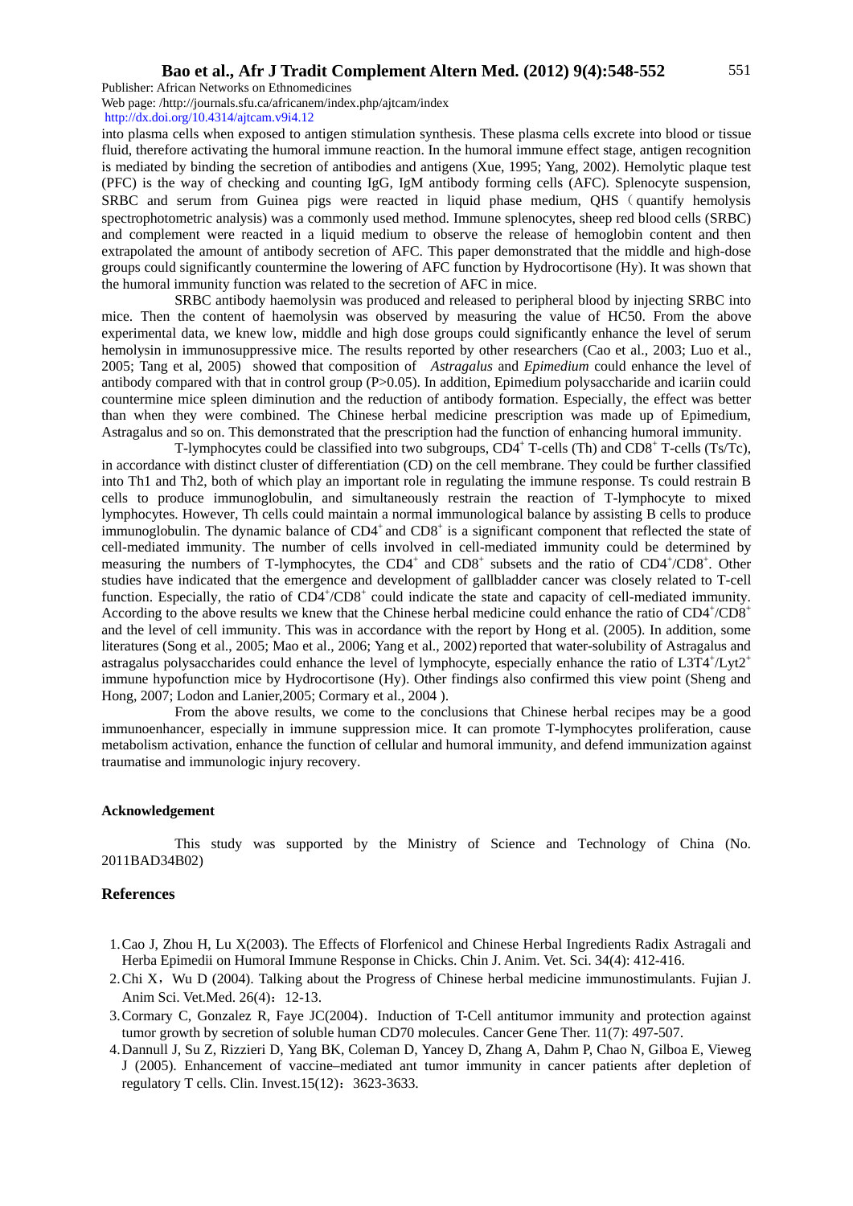into plasma cells when exposed to antigen stimulation synthesis. These plasma cells excrete into blood or tissue fluid, therefore activating the humoral immune reaction. In the humoral immune effect stage, antigen recognition is mediated by binding the secretion of antibodies and antigens (Xue, 1995; Yang, 2002). Hemolytic plaque test (PFC) is the way of checking and counting IgG, IgM antibody forming cells (AFC). Splenocyte suspension, SRBC and serum from Guinea pigs were reacted in liquid phase medium, QHS（quantify hemolysis spectrophotometric analysis) was a commonly used method. Immune splenocytes, sheep red blood cells (SRBC) and complement were reacted in a liquid medium to observe the release of hemoglobin content and then extrapolated the amount of antibody secretion of AFC. This paper demonstrated that the middle and high-dose groups could significantly countermine the lowering of AFC function by Hydrocortisone (Hy). It was shown that the humoral immunity function was related to the secretion of AFC in mice.

SRBC antibody haemolysin was produced and released to peripheral blood by injecting SRBC into mice. Then the content of haemolysin was observed by measuring the value of HC50. From the above experimental data, we knew low, middle and high dose groups could significantly enhance the level of serum hemolysin in immunosuppressive mice. The results reported by other researchers (Cao et al., 2003; Luo et al., 2005; Tang et al, 2005) showed that composition of *Astragalus* and *Epimedium* could enhance the level of antibody compared with that in control group ($P>0.05$). In addition, Epimedium polysaccharide and icariin could countermine mice spleen diminution and the reduction of antibody formation. Especially, the effect was better than when they were combined. The Chinese herbal medicine prescription was made up of Epimedium, Astragalus and so on. This demonstrated that the prescription had the function of enhancing humoral immunity.

T-lymphocytes could be classified into two subgroups, $CD4^+$ T-cells (Th) and $CD8^+$ T-cells (Ts/Tc), in accordance with distinct cluster of differentiation (CD) on the cell membrane. They could be further classified into Th1 and Th2, both of which play an important role in regulating the immune response. Ts could restrain B cells to produce immunoglobulin, and simultaneously restrain the reaction of T-lymphocyte to mixed lymphocytes. However, Th cells could maintain a normal immunological balance by assisting B cells to produce immunoglobulin. The dynamic balance of $CD4^+$ and $CD8^+$ is a significant component that reflected the state of cell-mediated immunity. The number of cells involved in cell-mediated immunity could be determined by measuring the numbers of T-lymphocytes, the $CD4^+$ and $CD8^+$ subsets and the ratio of $CD4^+/CD8^+$. Other studies have indicated that the emergence and development of gallbladder cancer was closely related to T-cell function. Especially, the ratio of $CD4^+/CD8^+$ could indicate the state and capacity of cell-mediated immunity. According to the above results we knew that the Chinese herbal medicine could enhance the ratio of $CD4^+/CD8^+$ and the level of cell immunity. This was in accordance with the report by Hong et al. (2005). In addition, some literatures (Song et al., 2005; Mao et al., 2006; Yang et al., 2002) reported that water-solubility of Astragalus and astragalus polysaccharides could enhance the level of lymphocyte, especially enhance the ratio of $L3T4^+/Lyt2^+$ immune hypofunction mice by Hydrocortisone (Hy). Other findings also confirmed this view point (Sheng and Hong, 2007; Lodon and Lanier,2005; Cormary et al., 2004 ).

From the above results, we come to the conclusions that Chinese herbal recipes may be a good immunoenhancer, especially in immune suppression mice. It can promote T-lymphocytes proliferation, cause metabolism activation, enhance the function of cellular and humoral immunity, and defend immunization against traumatise and immunologic injury recovery.

**Acknowledgement**

This study was supported by the Ministry of Science and Technology of China (No. 2011BAD34B02)

## References

1. Cao J, Zhou H, Lu X(2003). The Effects of Florfenicol and Chinese Herbal Ingredients Radix Astragali and Herba Epimedii on Humoral Immune Response in Chicks. Chin J. Anim. Vet. Sci. 34(4): 412-416.
2. Chi X，Wu D (2004). Talking about the Progress of Chinese herbal medicine immunostimulants. Fujian J. Anim Sci. Vet.Med. 26(4)：12-13.
3. Cormary C, Gonzalez R, Faye JC(2004). Induction of T-Cell antitumor immunity and protection against tumor growth by secretion of soluble human CD70 molecules. Cancer Gene Ther. 11(7): 497-507.
4. Dannull J, Su Z, Rizzieri D, Yang BK, Coleman D, Yancey D, Zhang A, Dahm P, Chao N, Gilboa E, Vieweg J (2005). Enhancement of vaccine–mediated ant tumor immunity in cancer patients after depletion of regulatory T cells. Clin. Invest.15(12)：3623-3633.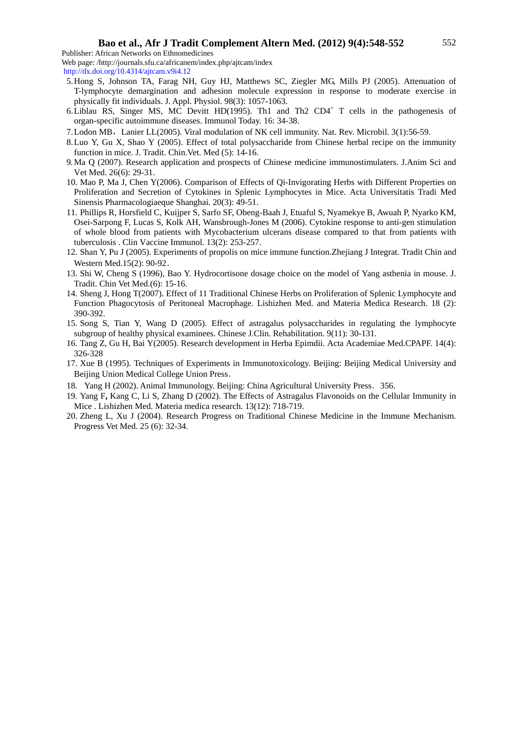5. Hong S, Johnson TA, Farag NH, Guy HJ, Matthews SC, Ziegler MG, Mills PJ (2005). Attenuation of T-lymphocyte demargination and adhesion molecule expression in response to moderate exercise in physically fit individuals. J. Appl. Physiol. 98(3): 1057-1063.
6. Liblau RS, Singer MS, MC Devitt HD(1995). Th1 and Th2 $CD4^+$ T cells in the pathogenesis of organ-specific autoimmune diseases. Immunol Today. 16: 34-38.
7. Lodon MB，Lanier LL(2005). Viral modulation of NK cell immunity. Nat. Rev. Microbil. 3(1):56-59.
8. Luo Y, Gu X, Shao Y (2005). Effect of total polysaccharide from Chinese herbal recipe on the immunity function in mice. J. Tradit. Chin.Vet. Med (5): 14-16.
9. Ma Q (2007). Research application and prospects of Chinese medicine immunostimulaters. J.Anim Sci and Vet Med. 26(6): 29-31.
10. Mao P, Ma J, Chen Y(2006). Comparison of Effects of Qi-Invigorating Herbs with Different Properties on Proliferation and Secretion of Cytokines in Splenic Lymphocytes in Mice. Acta Universitatis Tradi Med Sinensis Pharmacologiaeque Shanghai. 20(3): 49-51.
11. Phillips R, Horsfield C, Kuijper S, Sarfo SF, Obeng-Baah J, Etuaful S, Nyamekye B, Awuah P, Nyarko KM, Osei-Sarpong F, Lucas S, Kolk AH, Wansbrough-Jones M (2006). Cytokine response to anti-gen stimulation of whole blood from patients with Mycobacterium ulcerans disease compared to that from patients with tuberculosis . Clin Vaccine Immunol. 13(2): 253-257.
12. Shan Y, Pu J (2005). Experiments of propolis on mice immune function.Zhejiang J Integrat. Tradit Chin and Western Med.15(2): 90-92.
13. Shi W, Cheng S (1996), Bao Y. Hydrocortisone dosage choice on the model of Yang asthenia in mouse. J. Tradit. Chin Vet Med.(6): 15-16.
14. Sheng J, Hong T(2007). Effect of 11 Traditional Chinese Herbs on Proliferation of Splenic Lymphocyte and Function Phagocytosis of Peritoneal Macrophage. Lishizhen Med. and Materia Medica Research. 18 (2): 390-392.
15. Song S, Tian Y, Wang D (2005). Effect of astragalus polysaccharides in regulating the lymphocyte subgroup of healthy physical examinees. Chinese J.Clin. Rehabilitation. 9(11): 30-131.
16. Tang Z, Gu H, Bai Y(2005). Research development in Herba Epimdii. Acta Academiae Med.CPAPF. 14(4): 326-328
17. Xue B (1995). Techniques of Experiments in Immunotoxicology. Beijing: Beijing Medical University and Beijing Union Medical College Union Press.
18. Yang H (2002). Animal Immunology. Beijing: China Agricultural University Press. 356.
19. Yang F, Kang C, Li S, Zhang D (2002). The Effects of Astragalus Flavonoids on the Cellular Immunity in Mice . Lishizhen Med. Materia medica research. 13(12): 718-719.
20. Zheng L, Xu J (2004). Research Progress on Traditional Chinese Medicine in the Immune Mechanism. Progress Vet Med. 25 (6): 32-34.